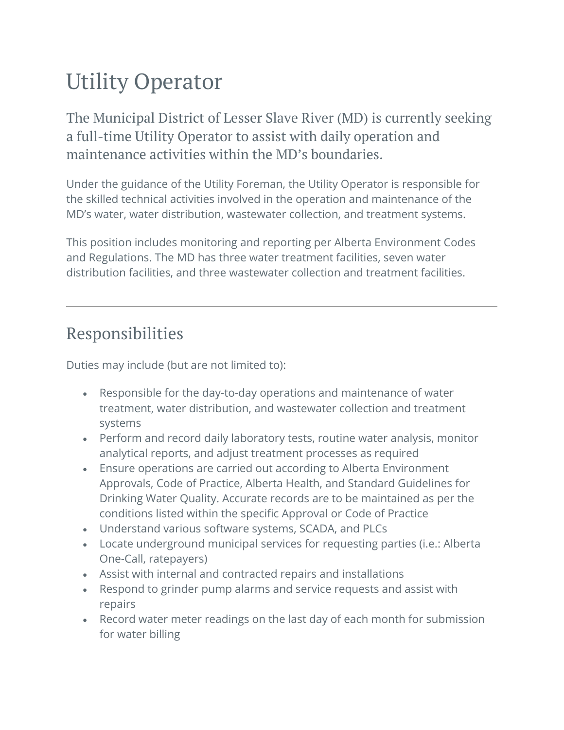# Utility Operator

## The Municipal District of Lesser Slave River (MD) is currently seeking a full-time Utility Operator to assist with daily operation and maintenance activities within the MD's boundaries.

Under the guidance of the Utility Foreman, the Utility Operator is responsible for the skilled technical activities involved in the operation and maintenance of the MD's water, water distribution, wastewater collection, and treatment systems.

This position includes monitoring and reporting per Alberta Environment Codes and Regulations. The MD has three water treatment facilities, seven water distribution facilities, and three wastewater collection and treatment facilities.

---

## Responsibilities

Duties may include (but are not limited to):

- Responsible for the day-to-day operations and maintenance of water treatment, water distribution, and wastewater collection and treatment systems
- Perform and record daily laboratory tests, routine water analysis, monitor analytical reports, and adjust treatment processes as required
- Ensure operations are carried out according to Alberta Environment Approvals, Code of Practice, Alberta Health, and Standard Guidelines for Drinking Water Quality. Accurate records are to be maintained as per the conditions listed within the specific Approval or Code of Practice
- Understand various software systems, SCADA, and PLCs
- Locate underground municipal services for requesting parties (i.e.: Alberta One-Call, ratepayers)
- Assist with internal and contracted repairs and installations
- Respond to grinder pump alarms and service requests and assist with repairs
- Record water meter readings on the last day of each month for submission for water billing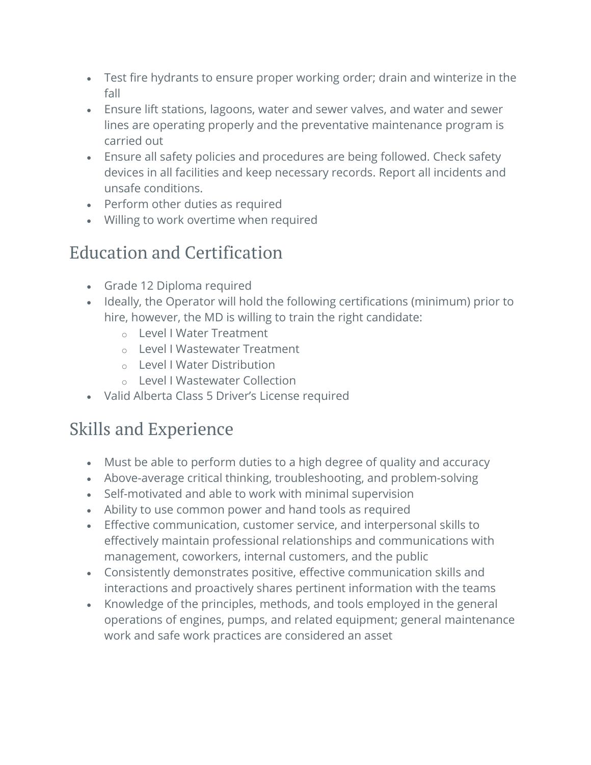- Test fire hydrants to ensure proper working order; drain and winterize in the fall
- Ensure lift stations, lagoons, water and sewer valves, and water and sewer lines are operating properly and the preventative maintenance program is carried out
- Ensure all safety policies and procedures are being followed. Check safety devices in all facilities and keep necessary records. Report all incidents and unsafe conditions.
- Perform other duties as required
- Willing to work overtime when required

## Education and Certification

- Grade 12 Diploma required
- Ideally, the Operator will hold the following certifications (minimum) prior to hire, however, the MD is willing to train the right candidate:
    - Level I Water Treatment
    - Level I Wastewater Treatment
    - Level I Water Distribution
    - Level I Wastewater Collection
- Valid Alberta Class 5 Driver's License required

## Skills and Experience

- Must be able to perform duties to a high degree of quality and accuracy
- Above-average critical thinking, troubleshooting, and problem-solving
- Self-motivated and able to work with minimal supervision
- Ability to use common power and hand tools as required
- Effective communication, customer service, and interpersonal skills to effectively maintain professional relationships and communications with management, coworkers, internal customers, and the public
- Consistently demonstrates positive, effective communication skills and interactions and proactively shares pertinent information with the teams
- Knowledge of the principles, methods, and tools employed in the general operations of engines, pumps, and related equipment; general maintenance work and safe work practices are considered an asset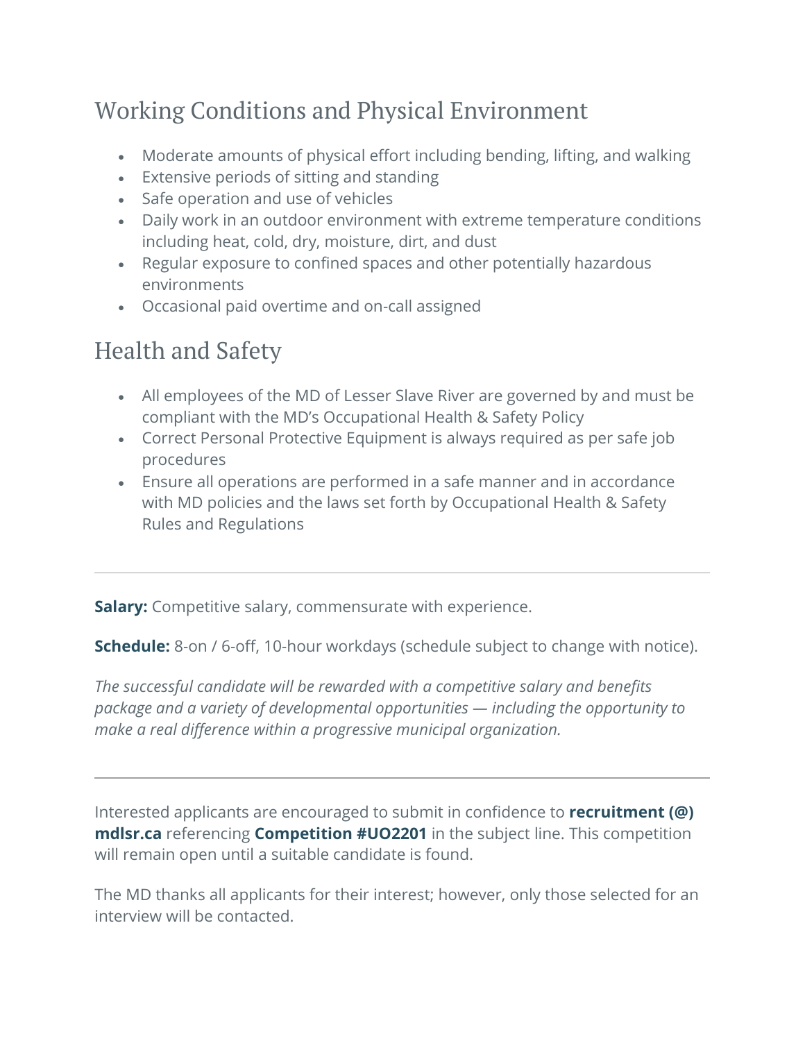## Working Conditions and Physical Environment

- Moderate amounts of physical effort including bending, lifting, and walking
- Extensive periods of sitting and standing
- Safe operation and use of vehicles
- Daily work in an outdoor environment with extreme temperature conditions including heat, cold, dry, moisture, dirt, and dust
- Regular exposure to confined spaces and other potentially hazardous environments
- Occasional paid overtime and on-call assigned

## Health and Safety

- All employees of the MD of Lesser Slave River are governed by and must be compliant with the MD's Occupational Health & Safety Policy
- Correct Personal Protective Equipment is always required as per safe job procedures
- Ensure all operations are performed in a safe manner and in accordance with MD policies and the laws set forth by Occupational Health & Safety Rules and Regulations

---

**Salary:** Competitive salary, commensurate with experience.

**Schedule:** 8-on / 6-off, 10-hour workdays (schedule subject to change with notice).

*The successful candidate will be rewarded with a competitive salary and benefits package and a variety of developmental opportunities — including the opportunity to make a real difference within a progressive municipal organization.*

---

Interested applicants are encouraged to submit in confidence to **recruitment (@) mdlsr.ca** referencing **Competition #UO2201** in the subject line. This competition will remain open until a suitable candidate is found.

The MD thanks all applicants for their interest; however, only those selected for an interview will be contacted.